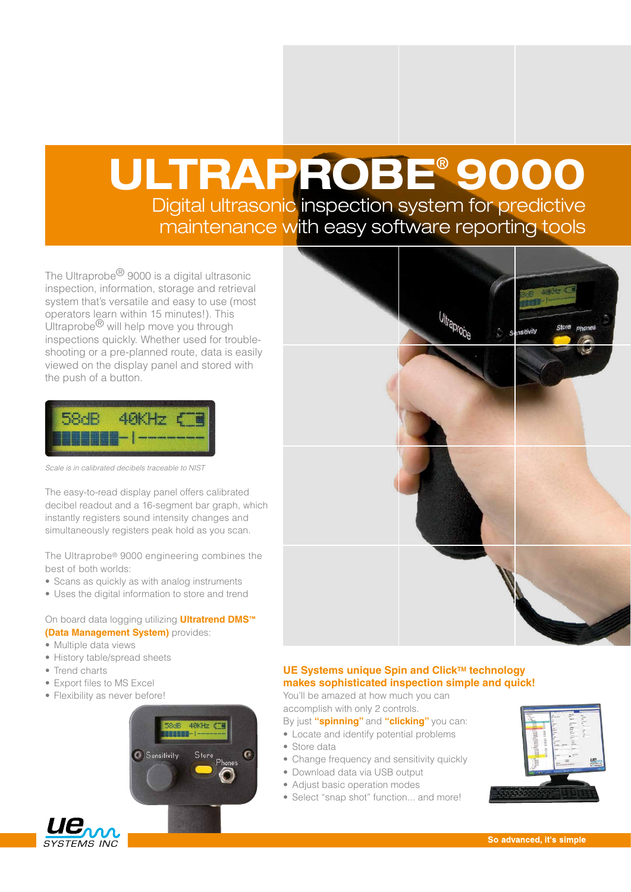# ULTRAPROBE® 9000

## Digital ultrasonic inspection system for predictive maintenance with easy software reporting tools

The Ultraprobe® 9000 is a digital ultrasonic inspection, information, storage and retrieval system that's versatile and easy to use (most operators learn within 15 minutes!). This Ultraprobe® will help move you through inspections quickly. Whether used for trouble-shooting or a pre-planned route, data is easily viewed on the display panel and stored with the push of a button.

*Scale is in calibrated decibels traceable to NIST*

The easy-to-read display panel offers calibrated decibel readout and a 16-segment bar graph, which instantly registers sound intensity changes and simultaneously registers peak hold as you scan.

The Ultraprobe® 9000 engineering combines the best of both worlds:

- Scans as quickly as with analog instruments
- Uses the digital information to store and trend

On board data logging utilizing **Ultratrend DMS™ (Data Management System)** provides:

- Multiple data views
- History table/spread sheets
- Trend charts
- Export files to MS Excel
- Flexibility as never before!

### UE Systems unique Spin and Click™ technology makes sophisticated inspection simple and quick!

You'll be amazed at how much you can accomplish with only 2 controls.

By just **"spinning"** and **"clicking"** you can:

- Locate and identify potential problems
- Store data
- Change frequency and sensitivity quickly
- Download data via USB output
- Adjust basic operation modes
- Select "snap shot" function... and more!

**So advanced, it's simple**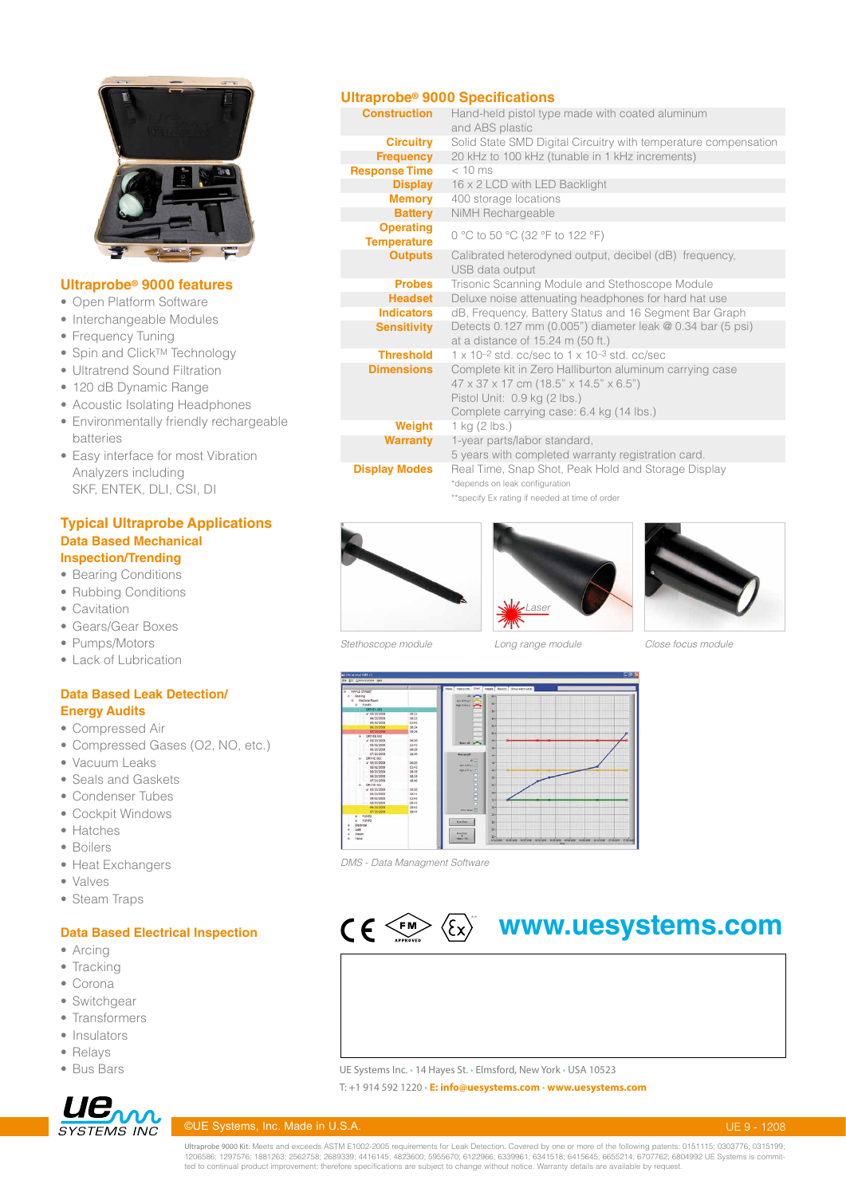## Ultraprobe® 9000 features

- Open Platform Software
- Interchangeable Modules
- Frequency Tuning
- Spin and Click™ Technology
- Ultratrend Sound Filtration
- 120 dB Dynamic Range
- Acoustic Isolating Headphones
- Environmentally friendly rechargeable batteries
- Easy interface for most Vibration Analyzers including SKF, ENTEK, DLI, CSI, DI

## Typical Ultraprobe Applications

### Data Based Mechanical Inspection/Trending

- Bearing Conditions
- Rubbing Conditions
- Cavitation
- Gears/Gear Boxes
- Pumps/Motors
- Lack of Lubrication

### Data Based Leak Detection/ Energy Audits

- Compressed Air
- Compressed Gases (O2, NO, etc.)
- Vacuum Leaks
- Seals and Gaskets
- Condenser Tubes
- Cockpit Windows
- Hatches
- Boilers
- Heat Exchangers
- Valves
- Steam Traps

### Data Based Electrical Inspection

- Arcing
- Tracking
- Corona
- Switchgear
- Transformers
- Insulators
- Relays
- Bus Bars

## Ultraprobe® 9000 Specifications

| | |
|---|---|
| **Construction** | Hand-held pistol type made with coated aluminum and ABS plastic |
| **Circuitry** | Solid State SMD Digital Circuitry with temperature compensation |
| **Frequency** | 20 kHz to 100 kHz (tunable in 1 kHz increments) |
| **Response Time** | < 10 ms |
| **Display** | 16 x 2 LCD with LED Backlight |
| **Memory** | 400 storage locations |
| **Battery** | NiMH Rechargeable |
| **Operating Temperature** | 0 °C to 50 °C (32 °F to 122 °F) |
| **Outputs** | Calibrated heterodyned output, decibel (dB) frequency, USB data output |
| **Probes** | Trisonic Scanning Module and Stethoscope Module |
| **Headset** | Deluxe noise attenuating headphones for hard hat use |
| **Indicators** | dB, Frequency, Battery Status and 16 Segment Bar Graph |
| **Sensitivity** | Detects 0.127 mm (0.005") diameter leak @ 0.34 bar (5 psi) at a distance of 15.24 m (50 ft.) |
| **Threshold** | 1 x $10^{-2}$ std. cc/sec to 1 x $10^{-3}$ std. cc/sec |
| **Dimensions** | Complete kit in Zero Halliburton aluminum carrying case 47 x 37 x 17 cm (18.5" x 14.5" x 6.5")<br>Pistol Unit: 0.9 kg (2 lbs.)<br>Complete carrying case: 6.4 kg (14 lbs.) |
| **Weight** | 1 kg (2 lbs.) |
| **Warranty** | 1-year parts/labor standard, 5 years with completed warranty registration card. |
| **Display Modes** | Real Time, Snap Shot, Peak Hold and Storage Display |

*depends on leak configuration

**specify Ex rating if needed at time of order

*Stethoscope module*

*Long range module*

*Close focus module*

*DMS - Data Managment Software*

**www.uesystems.com**

UE Systems Inc. • 14 Hayes St. • Elmsford, New York • USA 10523

T: +1 914 592 1220 • **E: info@uesystems.com** • **www.uesystems.com**

©UE Systems, Inc. Made in U.S.A.

UE 9 - 1208

Ultraprobe 9000 Kit: Meets and exceeds ASTM E1002-2005 requirements for Leak Detection. Covered by one or more of the following patents: 0151115; 0303776; 0315199; 1206586; 1297576; 1881263; 2562758; 2689339; 4416145; 4823600; 5955670; 6122966; 6339961; 6341518; 6415645; 6655214; 6707762; 6804992 UE Systems is committed to continual product improvement; therefore specifications are subject to change without notice. Warranty details are available by request.